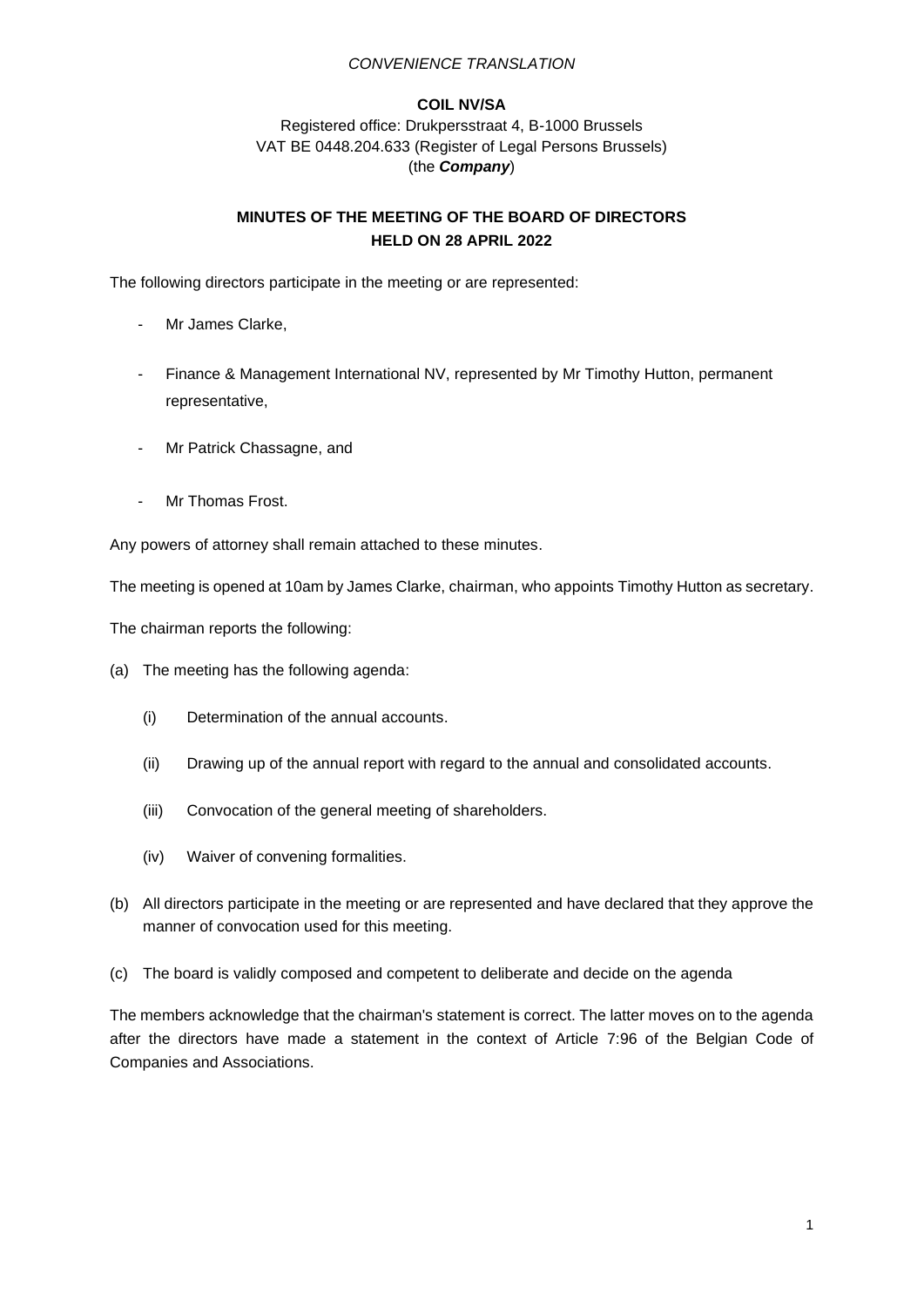*CONVENIENCE TRANSLATION*

**COIL NV/SA**

Registered office: Drukpersstraat 4, B-1000 Brussels
VAT BE 0448.204.633 (Register of Legal Persons Brussels)
(the ***Company***)

## MINUTES OF THE MEETING OF THE BOARD OF DIRECTORS HELD ON 28 APRIL 2022

The following directors participate in the meeting or are represented:

- Mr James Clarke,
- Finance & Management International NV, represented by Mr Timothy Hutton, permanent representative,
- Mr Patrick Chassagne, and
- Mr Thomas Frost.

Any powers of attorney shall remain attached to these minutes.

The meeting is opened at 10am by James Clarke, chairman, who appoints Timothy Hutton as secretary.

The chairman reports the following:

(a) The meeting has the following agenda:

   (i) Determination of the annual accounts.

   (ii) Drawing up of the annual report with regard to the annual and consolidated accounts.

   (iii) Convocation of the general meeting of shareholders.

   (iv) Waiver of convening formalities.

(b) All directors participate in the meeting or are represented and have declared that they approve the manner of convocation used for this meeting.

(c) The board is validly composed and competent to deliberate and decide on the agenda

The members acknowledge that the chairman's statement is correct. The latter moves on to the agenda after the directors have made a statement in the context of Article 7:96 of the Belgian Code of Companies and Associations.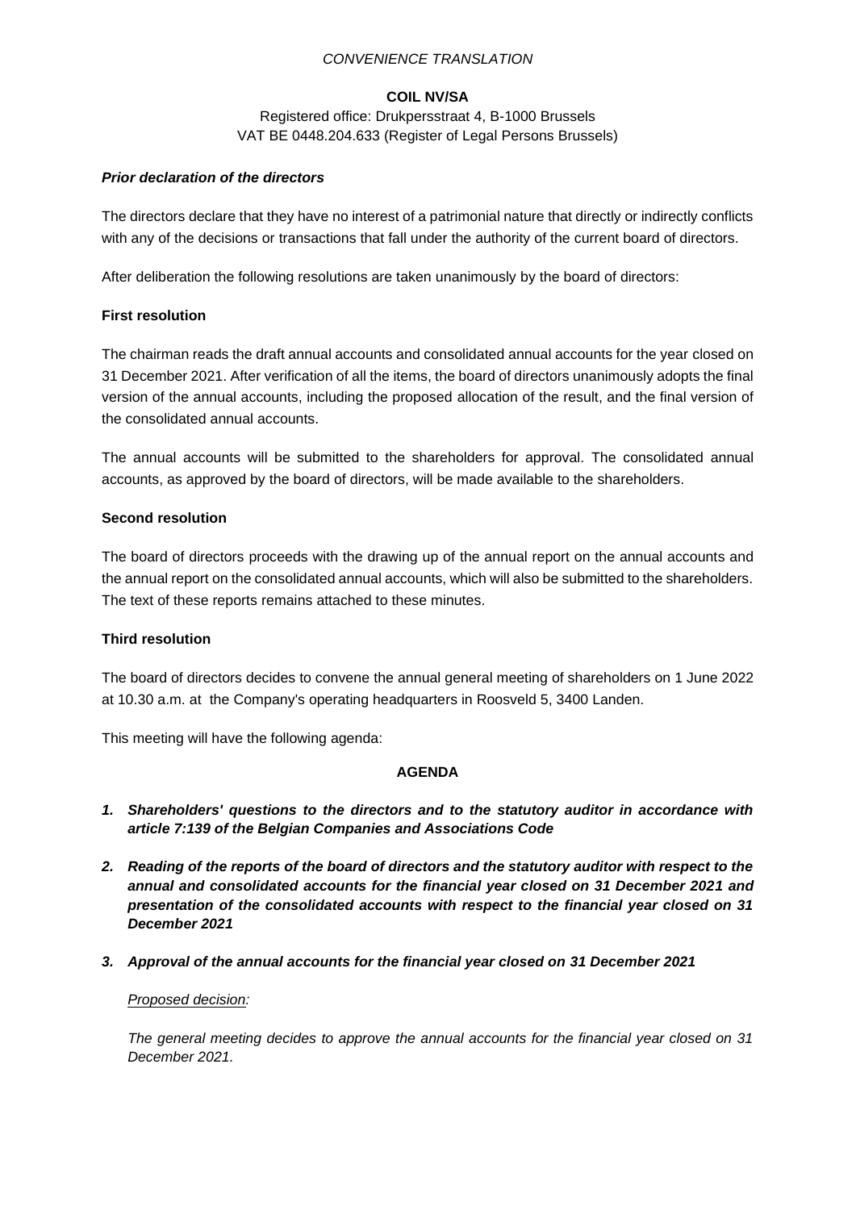*CONVENIENCE TRANSLATION*

**COIL NV/SA**

Registered office: Drukpersstraat 4, B-1000 Brussels
VAT BE 0448.204.633 (Register of Legal Persons Brussels)

***Prior declaration of the directors***

The directors declare that they have no interest of a patrimonial nature that directly or indirectly conflicts with any of the decisions or transactions that fall under the authority of the current board of directors.

After deliberation the following resolutions are taken unanimously by the board of directors:

**First resolution**

The chairman reads the draft annual accounts and consolidated annual accounts for the year closed on 31 December 2021. After verification of all the items, the board of directors unanimously adopts the final version of the annual accounts, including the proposed allocation of the result, and the final version of the consolidated annual accounts.

The annual accounts will be submitted to the shareholders for approval. The consolidated annual accounts, as approved by the board of directors, will be made available to the shareholders.

**Second resolution**

The board of directors proceeds with the drawing up of the annual report on the annual accounts and the annual report on the consolidated annual accounts, which will also be submitted to the shareholders. The text of these reports remains attached to these minutes.

**Third resolution**

The board of directors decides to convene the annual general meeting of shareholders on 1 June 2022 at 10.30 a.m. at the Company's operating headquarters in Roosveld 5, 3400 Landen.

This meeting will have the following agenda:

**AGENDA**

1. ***Shareholders' questions to the directors and to the statutory auditor in accordance with article 7:139 of the Belgian Companies and Associations Code***

2. ***Reading of the reports of the board of directors and the statutory auditor with respect to the annual and consolidated accounts for the financial year closed on 31 December 2021 and presentation of the consolidated accounts with respect to the financial year closed on 31 December 2021***

3. ***Approval of the annual accounts for the financial year closed on 31 December 2021***

   *Proposed decision:*

   *The general meeting decides to approve the annual accounts for the financial year closed on 31 December 2021.*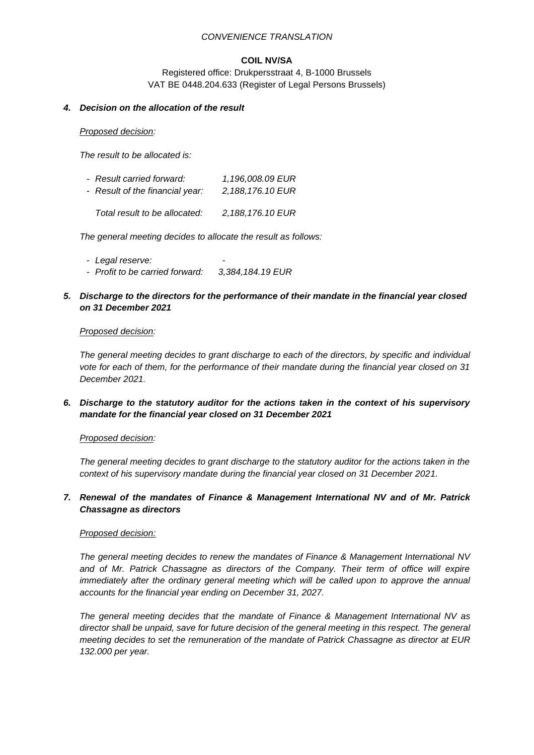*CONVENIENCE TRANSLATION*

**COIL NV/SA**

Registered office: Drukpersstraat 4, B-1000 Brussels
VAT BE 0448.204.633 (Register of Legal Persons Brussels)

***4. Decision on the allocation of the result***

*Proposed decision:*

*The result to be allocated is:*

- *Result carried forward: 1,196,008.09 EUR*
- *Result of the financial year: 2,188,176.10 EUR*

*Total result to be allocated: 2,188,176.10 EUR*

*The general meeting decides to allocate the result as follows:*

- *Legal reserve: -*
- *Profit to be carried forward: 3,384,184.19 EUR*

***5. Discharge to the directors for the performance of their mandate in the financial year closed on 31 December 2021***

*Proposed decision:*

*The general meeting decides to grant discharge to each of the directors, by specific and individual vote for each of them, for the performance of their mandate during the financial year closed on 31 December 2021.*

***6. Discharge to the statutory auditor for the actions taken in the context of his supervisory mandate for the financial year closed on 31 December 2021***

*Proposed decision:*

*The general meeting decides to grant discharge to the statutory auditor for the actions taken in the context of his supervisory mandate during the financial year closed on 31 December 2021.*

***7. Renewal of the mandates of Finance & Management International NV and of Mr. Patrick Chassagne as directors***

*Proposed decision:*

*The general meeting decides to renew the mandates of Finance & Management International NV and of Mr. Patrick Chassagne as directors of the Company. Their term of office will expire immediately after the ordinary general meeting which will be called upon to approve the annual accounts for the financial year ending on December 31, 2027.*

*The general meeting decides that the mandate of Finance & Management International NV as director shall be unpaid, save for future decision of the general meeting in this respect. The general meeting decides to set the remuneration of the mandate of Patrick Chassagne as director at EUR 132.000 per year.*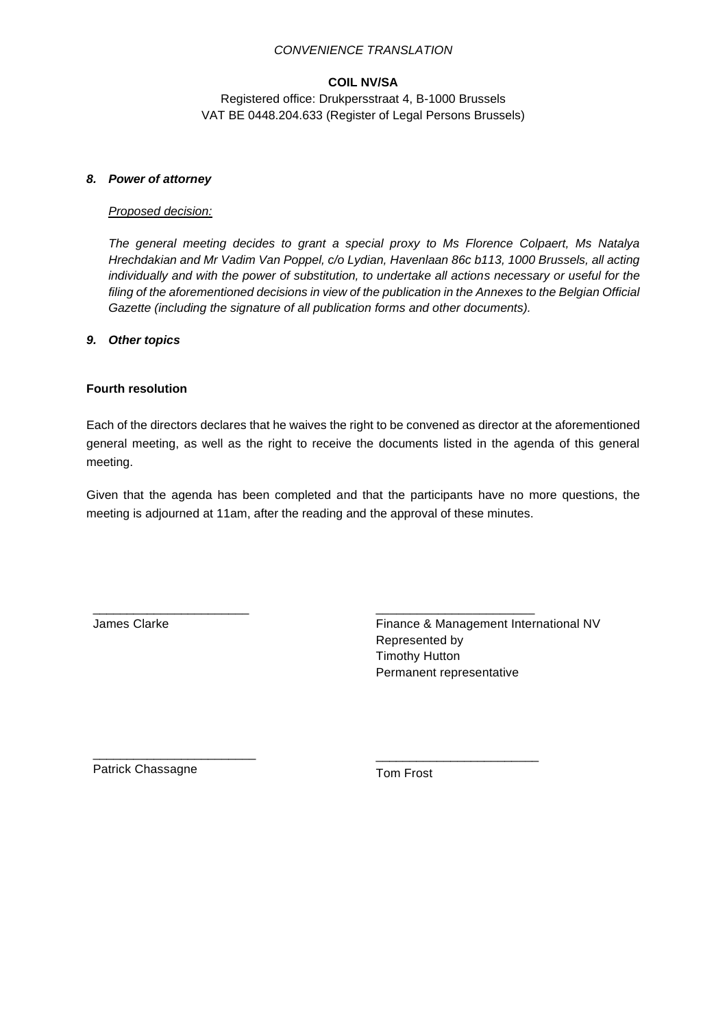*CONVENIENCE TRANSLATION*

**COIL NV/SA**

Registered office: Drukpersstraat 4, B-1000 Brussels
VAT BE 0448.204.633 (Register of Legal Persons Brussels)

***8. Power of attorney***

*Proposed decision:*

*The general meeting decides to grant a special proxy to Ms Florence Colpaert, Ms Natalya Hrechdakian and Mr Vadim Van Poppel, c/o Lydian, Havenlaan 86c b113, 1000 Brussels, all acting individually and with the power of substitution, to undertake all actions necessary or useful for the filing of the aforementioned decisions in view of the publication in the Annexes to the Belgian Official Gazette (including the signature of all publication forms and other documents).*

***9. Other topics***

**Fourth resolution**

Each of the directors declares that he waives the right to be convened as director at the aforementioned general meeting, as well as the right to receive the documents listed in the agenda of this general meeting.

Given that the agenda has been completed and that the participants have no more questions, the meeting is adjourned at 11am, after the reading and the approval of these minutes.

______________________
James Clarke

______________________
Finance & Management International NV
Represented by
Timothy Hutton
Permanent representative

______________________
Patrick Chassagne

______________________
Tom Frost